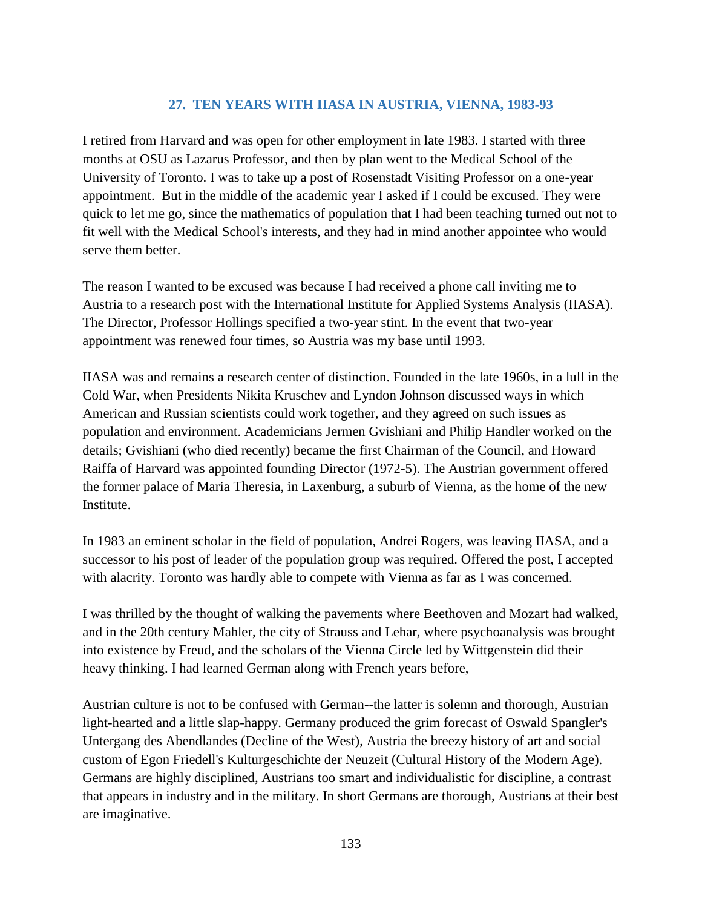## 27. TEN YEARS WITH IIASA IN AUSTRIA, VIENNA, 1983-93

I retired from Harvard and was open for other employment in late 1983. I started with three months at OSU as Lazarus Professor, and then by plan went to the Medical School of the University of Toronto. I was to take up a post of Rosenstadt Visiting Professor on a one-year appointment. But in the middle of the academic year I asked if I could be excused. They were quick to let me go, since the mathematics of population that I had been teaching turned out not to fit well with the Medical School's interests, and they had in mind another appointee who would serve them better.

The reason I wanted to be excused was because I had received a phone call inviting me to Austria to a research post with the International Institute for Applied Systems Analysis (IIASA). The Director, Professor Hollings specified a two-year stint. In the event that two-year appointment was renewed four times, so Austria was my base until 1993.

IIASA was and remains a research center of distinction. Founded in the late 1960s, in a lull in the Cold War, when Presidents Nikita Kruschev and Lyndon Johnson discussed ways in which American and Russian scientists could work together, and they agreed on such issues as population and environment. Academicians Jermen Gvishiani and Philip Handler worked on the details; Gvishiani (who died recently) became the first Chairman of the Council, and Howard Raiffa of Harvard was appointed founding Director (1972-5). The Austrian government offered the former palace of Maria Theresia, in Laxenburg, a suburb of Vienna, as the home of the new Institute.

In 1983 an eminent scholar in the field of population, Andrei Rogers, was leaving IIASA, and a successor to his post of leader of the population group was required. Offered the post, I accepted with alacrity. Toronto was hardly able to compete with Vienna as far as I was concerned.

I was thrilled by the thought of walking the pavements where Beethoven and Mozart had walked, and in the 20th century Mahler, the city of Strauss and Lehar, where psychoanalysis was brought into existence by Freud, and the scholars of the Vienna Circle led by Wittgenstein did their heavy thinking. I had learned German along with French years before,

Austrian culture is not to be confused with German--the latter is solemn and thorough, Austrian light-hearted and a little slap-happy. Germany produced the grim forecast of Oswald Spangler's Untergang des Abendlandes (Decline of the West), Austria the breezy history of art and social custom of Egon Friedell's Kulturgeschichte der Neuzeit (Cultural History of the Modern Age). Germans are highly disciplined, Austrians too smart and individualistic for discipline, a contrast that appears in industry and in the military. In short Germans are thorough, Austrians at their best are imaginative.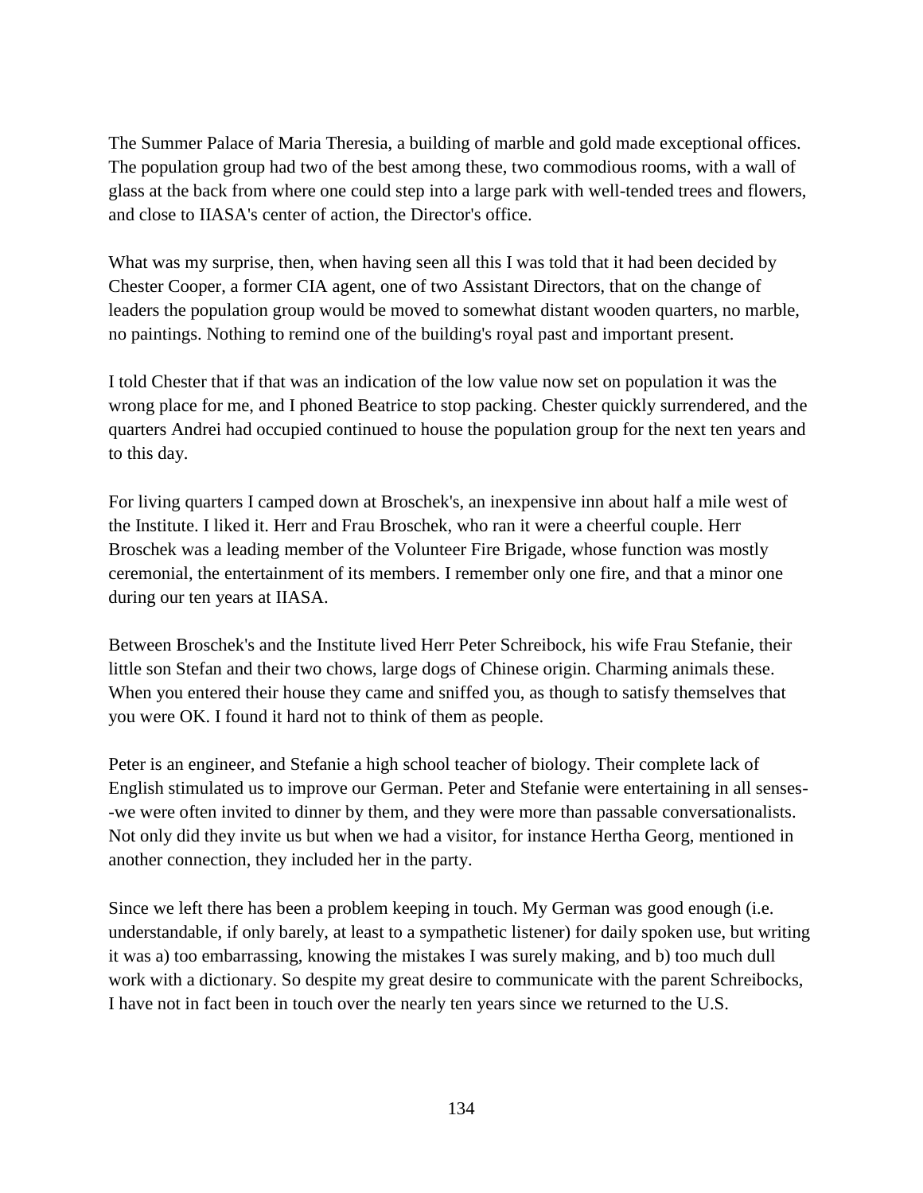The Summer Palace of Maria Theresia, a building of marble and gold made exceptional offices. The population group had two of the best among these, two commodious rooms, with a wall of glass at the back from where one could step into a large park with well-tended trees and flowers, and close to IIASA's center of action, the Director's office.

What was my surprise, then, when having seen all this I was told that it had been decided by Chester Cooper, a former CIA agent, one of two Assistant Directors, that on the change of leaders the population group would be moved to somewhat distant wooden quarters, no marble, no paintings. Nothing to remind one of the building's royal past and important present.

I told Chester that if that was an indication of the low value now set on population it was the wrong place for me, and I phoned Beatrice to stop packing. Chester quickly surrendered, and the quarters Andrei had occupied continued to house the population group for the next ten years and to this day.

For living quarters I camped down at Broschek's, an inexpensive inn about half a mile west of the Institute. I liked it. Herr and Frau Broschek, who ran it were a cheerful couple. Herr Broschek was a leading member of the Volunteer Fire Brigade, whose function was mostly ceremonial, the entertainment of its members. I remember only one fire, and that a minor one during our ten years at IIASA.

Between Broschek's and the Institute lived Herr Peter Schreibock, his wife Frau Stefanie, their little son Stefan and their two chows, large dogs of Chinese origin. Charming animals these. When you entered their house they came and sniffed you, as though to satisfy themselves that you were OK. I found it hard not to think of them as people.

Peter is an engineer, and Stefanie a high school teacher of biology. Their complete lack of English stimulated us to improve our German. Peter and Stefanie were entertaining in all senses--we were often invited to dinner by them, and they were more than passable conversationalists. Not only did they invite us but when we had a visitor, for instance Hertha Georg, mentioned in another connection, they included her in the party.

Since we left there has been a problem keeping in touch. My German was good enough (i.e. understandable, if only barely, at least to a sympathetic listener) for daily spoken use, but writing it was a) too embarrassing, knowing the mistakes I was surely making, and b) too much dull work with a dictionary. So despite my great desire to communicate with the parent Schreibocks, I have not in fact been in touch over the nearly ten years since we returned to the U.S.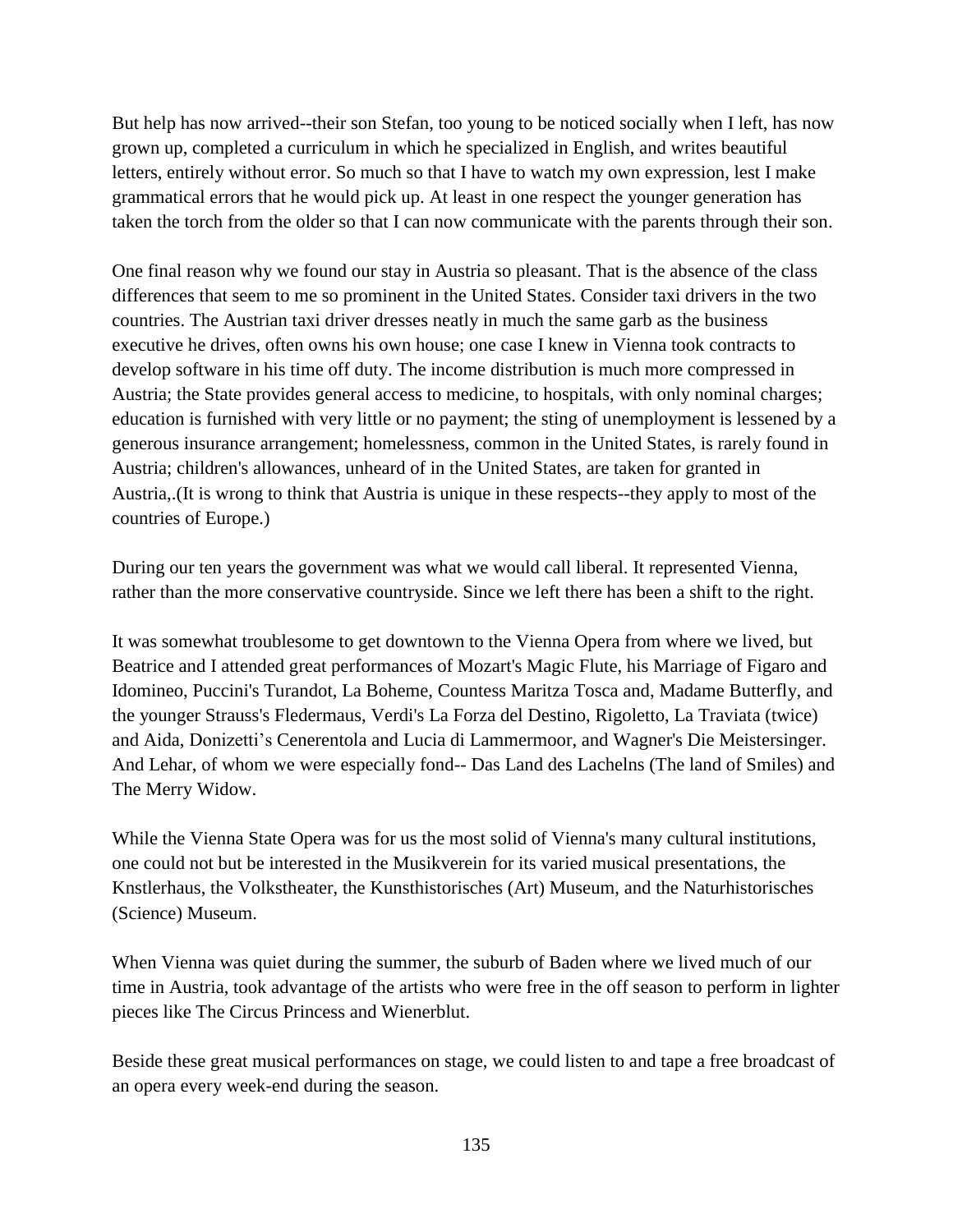But help has now arrived--their son Stefan, too young to be noticed socially when I left, has now grown up, completed a curriculum in which he specialized in English, and writes beautiful letters, entirely without error. So much so that I have to watch my own expression, lest I make grammatical errors that he would pick up. At least in one respect the younger generation has taken the torch from the older so that I can now communicate with the parents through their son.

One final reason why we found our stay in Austria so pleasant. That is the absence of the class differences that seem to me so prominent in the United States. Consider taxi drivers in the two countries. The Austrian taxi driver dresses neatly in much the same garb as the business executive he drives, often owns his own house; one case I knew in Vienna took contracts to develop software in his time off duty. The income distribution is much more compressed in Austria; the State provides general access to medicine, to hospitals, with only nominal charges; education is furnished with very little or no payment; the sting of unemployment is lessened by a generous insurance arrangement; homelessness, common in the United States, is rarely found in Austria; children's allowances, unheard of in the United States, are taken for granted in Austria,.(It is wrong to think that Austria is unique in these respects--they apply to most of the countries of Europe.)

During our ten years the government was what we would call liberal. It represented Vienna, rather than the more conservative countryside. Since we left there has been a shift to the right.

It was somewhat troublesome to get downtown to the Vienna Opera from where we lived, but Beatrice and I attended great performances of Mozart's Magic Flute, his Marriage of Figaro and Idomineo, Puccini's Turandot, La Boheme, Countess Maritza Tosca and, Madame Butterfly, and the younger Strauss's Fledermaus, Verdi's La Forza del Destino, Rigoletto, La Traviata (twice) and Aida, Donizetti’s Cenerentola and Lucia di Lammermoor, and Wagner's Die Meistersinger. And Lehar, of whom we were especially fond-- Das Land des Lachelns (The land of Smiles) and The Merry Widow.

While the Vienna State Opera was for us the most solid of Vienna's many cultural institutions, one could not but be interested in the Musikverein for its varied musical presentations, the Knstlerhaus, the Volkstheater, the Kunsthistorisches (Art) Museum, and the Naturhistorisches (Science) Museum.

When Vienna was quiet during the summer, the suburb of Baden where we lived much of our time in Austria, took advantage of the artists who were free in the off season to perform in lighter pieces like The Circus Princess and Wienerblut.

Beside these great musical performances on stage, we could listen to and tape a free broadcast of an opera every week-end during the season.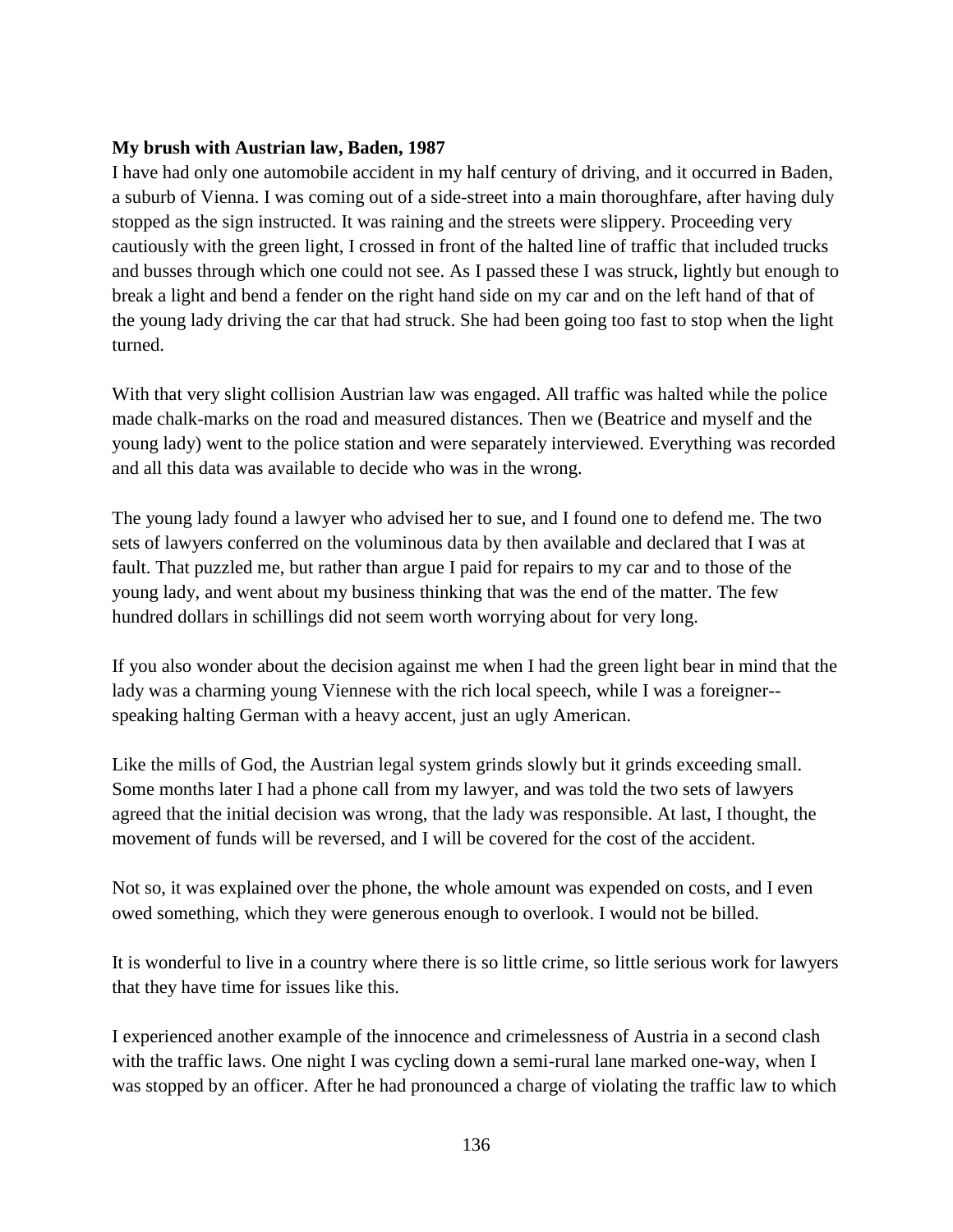**My brush with Austrian law, Baden, 1987**

I have had only one automobile accident in my half century of driving, and it occurred in Baden, a suburb of Vienna. I was coming out of a side-street into a main thoroughfare, after having duly stopped as the sign instructed. It was raining and the streets were slippery. Proceeding very cautiously with the green light, I crossed in front of the halted line of traffic that included trucks and busses through which one could not see. As I passed these I was struck, lightly but enough to break a light and bend a fender on the right hand side on my car and on the left hand of that of the young lady driving the car that had struck. She had been going too fast to stop when the light turned.

With that very slight collision Austrian law was engaged. All traffic was halted while the police made chalk-marks on the road and measured distances. Then we (Beatrice and myself and the young lady) went to the police station and were separately interviewed. Everything was recorded and all this data was available to decide who was in the wrong.

The young lady found a lawyer who advised her to sue, and I found one to defend me. The two sets of lawyers conferred on the voluminous data by then available and declared that I was at fault. That puzzled me, but rather than argue I paid for repairs to my car and to those of the young lady, and went about my business thinking that was the end of the matter. The few hundred dollars in schillings did not seem worth worrying about for very long.

If you also wonder about the decision against me when I had the green light bear in mind that the lady was a charming young Viennese with the rich local speech, while I was a foreigner--speaking halting German with a heavy accent, just an ugly American.

Like the mills of God, the Austrian legal system grinds slowly but it grinds exceeding small. Some months later I had a phone call from my lawyer, and was told the two sets of lawyers agreed that the initial decision was wrong, that the lady was responsible. At last, I thought, the movement of funds will be reversed, and I will be covered for the cost of the accident.

Not so, it was explained over the phone, the whole amount was expended on costs, and I even owed something, which they were generous enough to overlook. I would not be billed.

It is wonderful to live in a country where there is so little crime, so little serious work for lawyers that they have time for issues like this.

I experienced another example of the innocence and crimelessness of Austria in a second clash with the traffic laws. One night I was cycling down a semi-rural lane marked one-way, when I was stopped by an officer. After he had pronounced a charge of violating the traffic law to which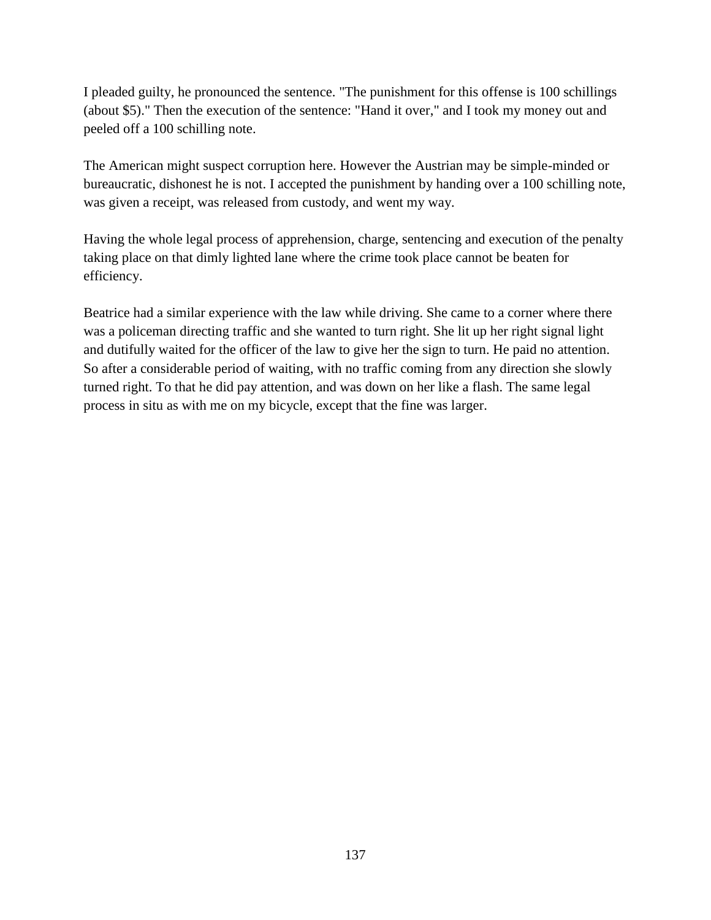I pleaded guilty, he pronounced the sentence. "The punishment for this offense is 100 schillings (about $5)." Then the execution of the sentence: "Hand it over," and I took my money out and peeled off a 100 schilling note.

The American might suspect corruption here. However the Austrian may be simple-minded or bureaucratic, dishonest he is not. I accepted the punishment by handing over a 100 schilling note, was given a receipt, was released from custody, and went my way.

Having the whole legal process of apprehension, charge, sentencing and execution of the penalty taking place on that dimly lighted lane where the crime took place cannot be beaten for efficiency.

Beatrice had a similar experience with the law while driving. She came to a corner where there was a policeman directing traffic and she wanted to turn right. She lit up her right signal light and dutifully waited for the officer of the law to give her the sign to turn. He paid no attention. So after a considerable period of waiting, with no traffic coming from any direction she slowly turned right. To that he did pay attention, and was down on her like a flash. The same legal process in situ as with me on my bicycle, except that the fine was larger.